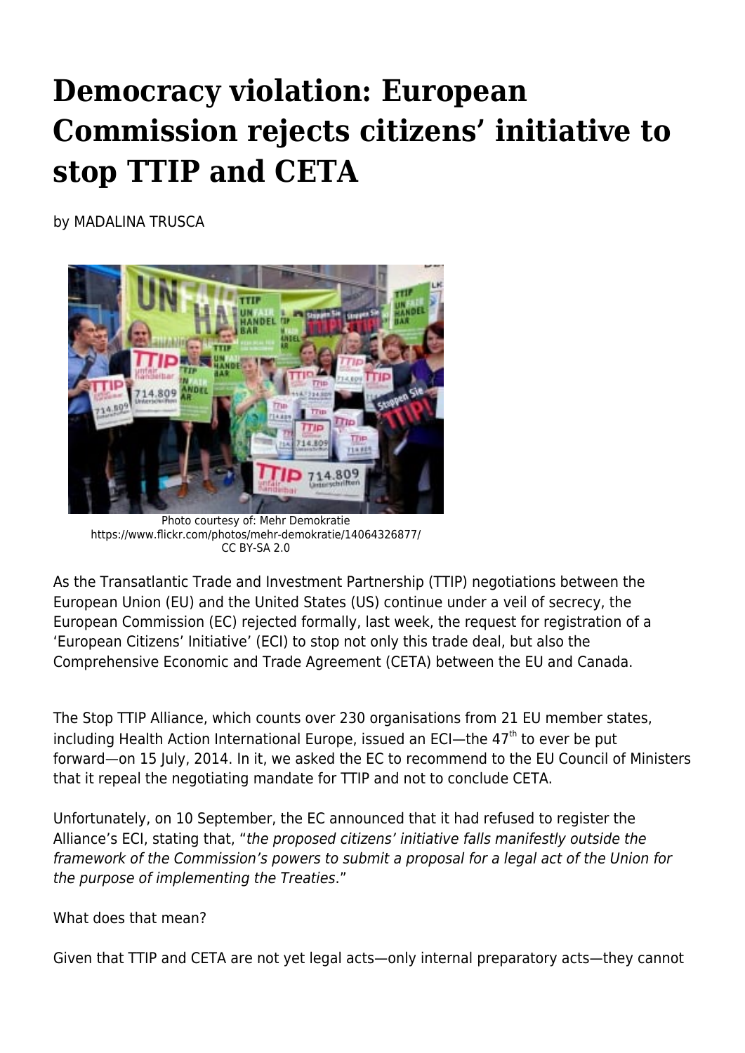# Democracy violation: European Commission rejects citizens' initiative to stop TTIP and CETA

by MADALINA TRUSCA

Photo courtesy of: Mehr Demokratie
https://www.flickr.com/photos/mehr-demokratie/14064326877/
CC BY-SA 2.0

As the Transatlantic Trade and Investment Partnership (TTIP) negotiations between the European Union (EU) and the United States (US) continue under a veil of secrecy, the European Commission (EC) rejected formally, last week, the request for registration of a 'European Citizens' Initiative' (ECI) to stop not only this trade deal, but also the Comprehensive Economic and Trade Agreement (CETA) between the EU and Canada.

The Stop TTIP Alliance, which counts over 230 organisations from 21 EU member states, including Health Action International Europe, issued an ECI—the 47th to ever be put forward—on 15 July, 2014. In it, we asked the EC to recommend to the EU Council of Ministers that it repeal the negotiating mandate for TTIP and not to conclude CETA.

Unfortunately, on 10 September, the EC announced that it had refused to register the Alliance's ECI, stating that, "*the proposed citizens' initiative falls manifestly outside the framework of the Commission's powers to submit a proposal for a legal act of the Union for the purpose of implementing the Treaties*."

What does that mean?

Given that TTIP and CETA are not yet legal acts—only internal preparatory acts—they cannot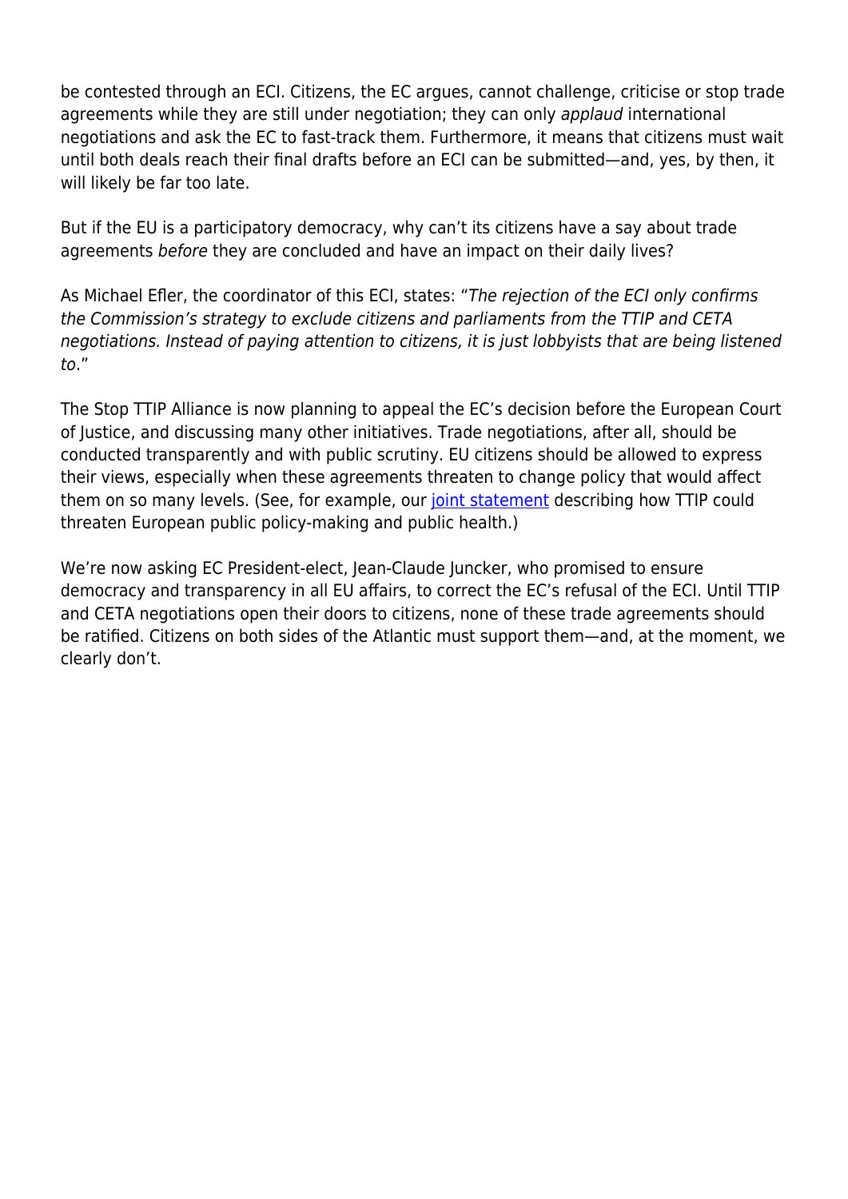be contested through an ECI. Citizens, the EC argues, cannot challenge, criticise or stop trade agreements while they are still under negotiation; they can only *applaud* international negotiations and ask the EC to fast-track them. Furthermore, it means that citizens must wait until both deals reach their final drafts before an ECI can be submitted—and, yes, by then, it will likely be far too late.

But if the EU is a participatory democracy, why can't its citizens have a say about trade agreements *before* they are concluded and have an impact on their daily lives?

As Michael Efler, the coordinator of this ECI, states: "*The rejection of the ECI only confirms the Commission's strategy to exclude citizens and parliaments from the TTIP and CETA negotiations. Instead of paying attention to citizens, it is just lobbyists that are being listened to*."

The Stop TTIP Alliance is now planning to appeal the EC's decision before the European Court of Justice, and discussing many other initiatives. Trade negotiations, after all, should be conducted transparently and with public scrutiny. EU citizens should be allowed to express their views, especially when these agreements threaten to change policy that would affect them on so many levels. (See, for example, our joint statement describing how TTIP could threaten European public policy-making and public health.)

We're now asking EC President-elect, Jean-Claude Juncker, who promised to ensure democracy and transparency in all EU affairs, to correct the EC's refusal of the ECI. Until TTIP and CETA negotiations open their doors to citizens, none of these trade agreements should be ratified. Citizens on both sides of the Atlantic must support them—and, at the moment, we clearly don't.